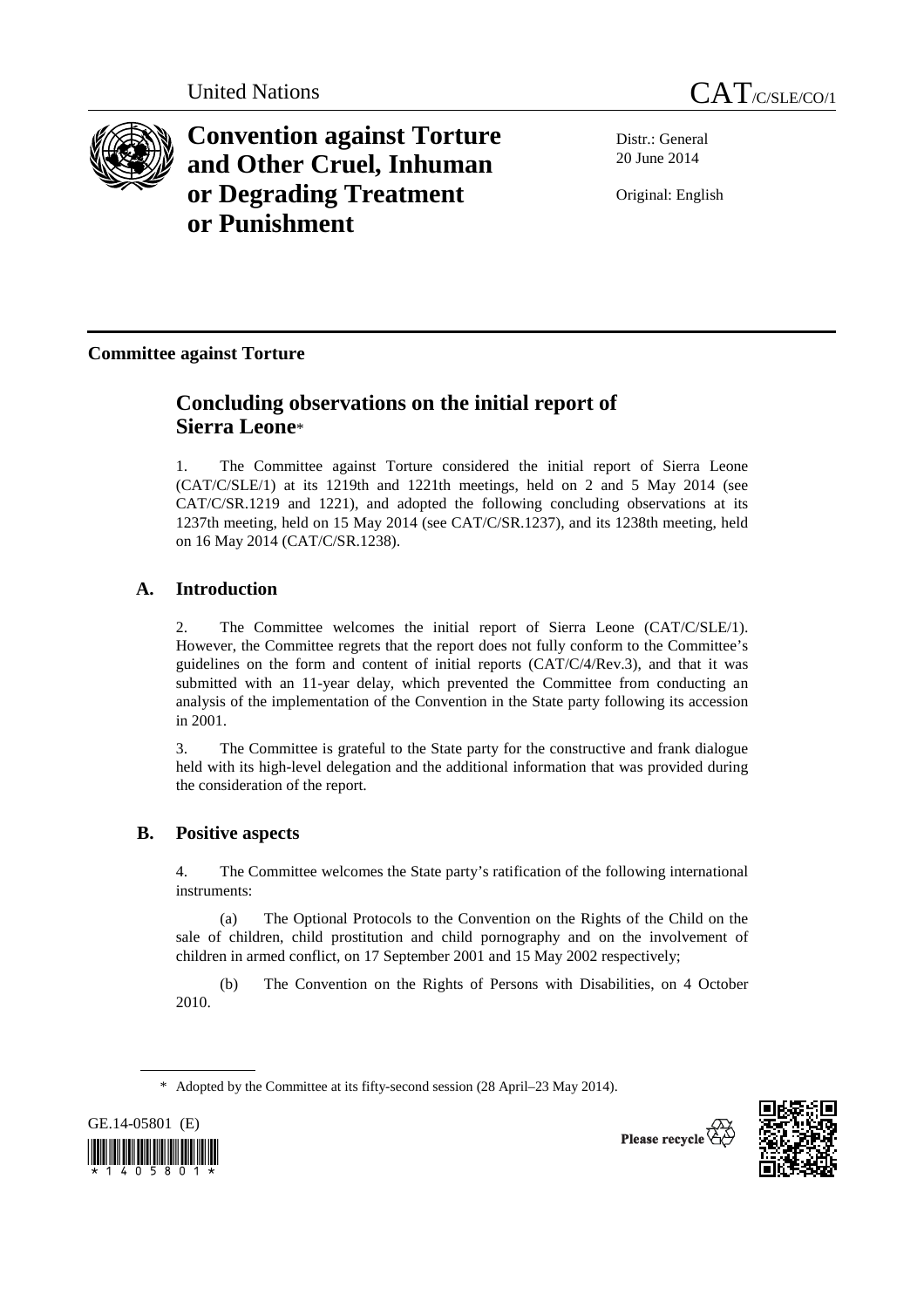United Nations

CAT/C/SLE/CO/1

# Convention against Torture and Other Cruel, Inhuman or Degrading Treatment or Punishment

Distr.: General
20 June 2014

Original: English

**Committee against Torture**

## Concluding observations on the initial report of Sierra Leone*

1. The Committee against Torture considered the initial report of Sierra Leone (CAT/C/SLE/1) at its 1219th and 1221th meetings, held on 2 and 5 May 2014 (see CAT/C/SR.1219 and 1221), and adopted the following concluding observations at its 1237th meeting, held on 15 May 2014 (see CAT/C/SR.1237), and its 1238th meeting, held on 16 May 2014 (CAT/C/SR.1238).

### A. Introduction

2. The Committee welcomes the initial report of Sierra Leone (CAT/C/SLE/1). However, the Committee regrets that the report does not fully conform to the Committee's guidelines on the form and content of initial reports (CAT/C/4/Rev.3), and that it was submitted with an 11-year delay, which prevented the Committee from conducting an analysis of the implementation of the Convention in the State party following its accession in 2001.

3. The Committee is grateful to the State party for the constructive and frank dialogue held with its high-level delegation and the additional information that was provided during the consideration of the report.

### B. Positive aspects

4. The Committee welcomes the State party's ratification of the following international instruments:

(a) The Optional Protocols to the Convention on the Rights of the Child on the sale of children, child prostitution and child pornography and on the involvement of children in armed conflict, on 17 September 2001 and 15 May 2002 respectively;

(b) The Convention on the Rights of Persons with Disabilities, on 4 October 2010.

\* Adopted by the Committee at its fifty-second session (28 April–23 May 2014).

GE.14-05801 (E)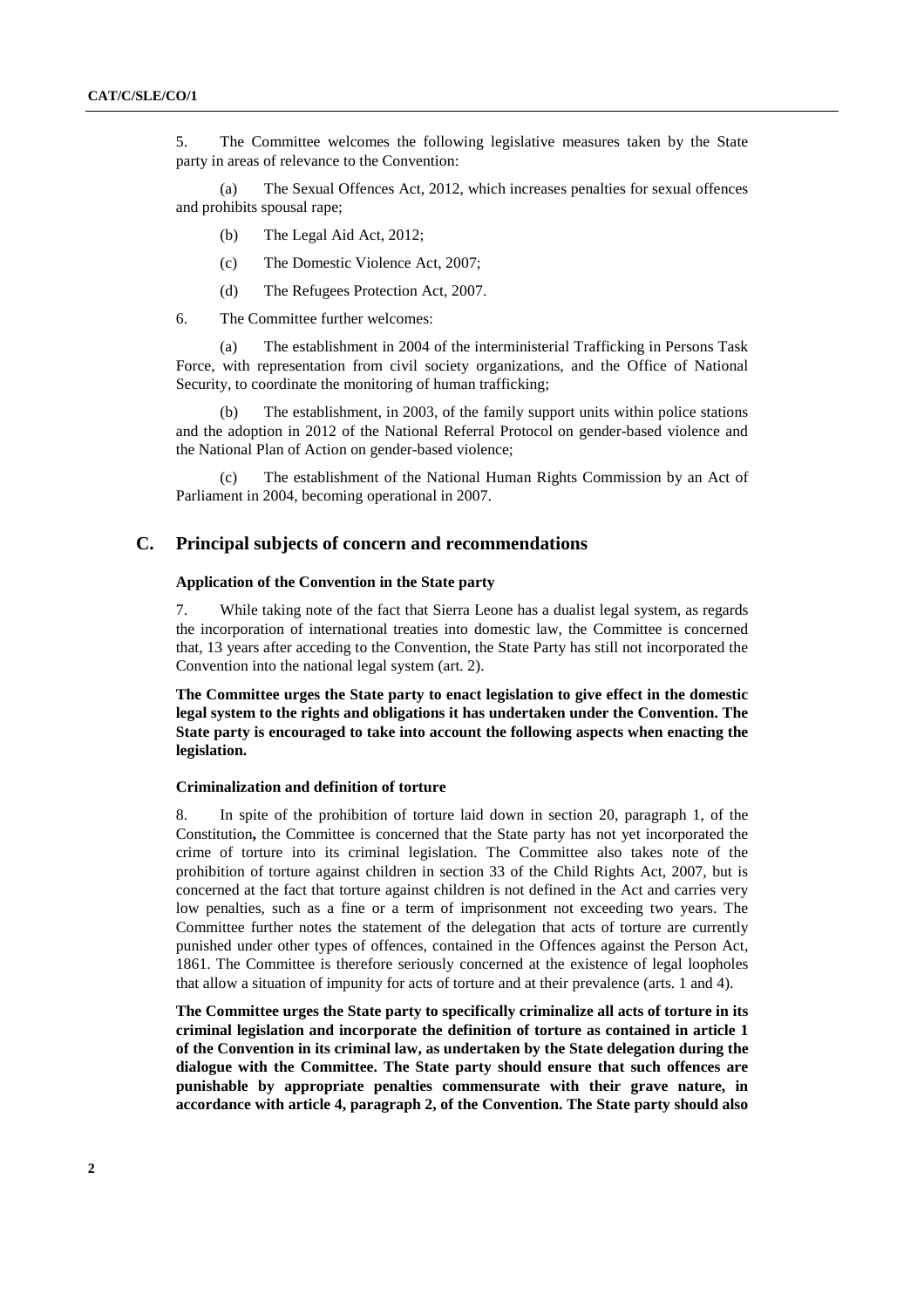5. The Committee welcomes the following legislative measures taken by the State party in areas of relevance to the Convention:

(a) The Sexual Offences Act, 2012, which increases penalties for sexual offences and prohibits spousal rape;

(b) The Legal Aid Act, 2012;

(c) The Domestic Violence Act, 2007;

(d) The Refugees Protection Act, 2007.

6. The Committee further welcomes:

(a) The establishment in 2004 of the interministerial Trafficking in Persons Task Force, with representation from civil society organizations, and the Office of National Security, to coordinate the monitoring of human trafficking;

(b) The establishment, in 2003, of the family support units within police stations and the adoption in 2012 of the National Referral Protocol on gender-based violence and the National Plan of Action on gender-based violence;

(c) The establishment of the National Human Rights Commission by an Act of Parliament in 2004, becoming operational in 2007.

## C. Principal subjects of concern and recommendations

### Application of the Convention in the State party

7. While taking note of the fact that Sierra Leone has a dualist legal system, as regards the incorporation of international treaties into domestic law, the Committee is concerned that, 13 years after acceding to the Convention, the State Party has still not incorporated the Convention into the national legal system (art. 2).

**The Committee urges the State party to enact legislation to give effect in the domestic legal system to the rights and obligations it has undertaken under the Convention. The State party is encouraged to take into account the following aspects when enacting the legislation.**

### Criminalization and definition of torture

8. In spite of the prohibition of torture laid down in section 20, paragraph 1, of the Constitution**,** the Committee is concerned that the State party has not yet incorporated the crime of torture into its criminal legislation. The Committee also takes note of the prohibition of torture against children in section 33 of the Child Rights Act, 2007, but is concerned at the fact that torture against children is not defined in the Act and carries very low penalties, such as a fine or a term of imprisonment not exceeding two years. The Committee further notes the statement of the delegation that acts of torture are currently punished under other types of offences, contained in the Offences against the Person Act, 1861. The Committee is therefore seriously concerned at the existence of legal loopholes that allow a situation of impunity for acts of torture and at their prevalence (arts. 1 and 4).

**The Committee urges the State party to specifically criminalize all acts of torture in its criminal legislation and incorporate the definition of torture as contained in article 1 of the Convention in its criminal law, as undertaken by the State delegation during the dialogue with the Committee. The State party should ensure that such offences are punishable by appropriate penalties commensurate with their grave nature, in accordance with article 4, paragraph 2, of the Convention. The State party should also**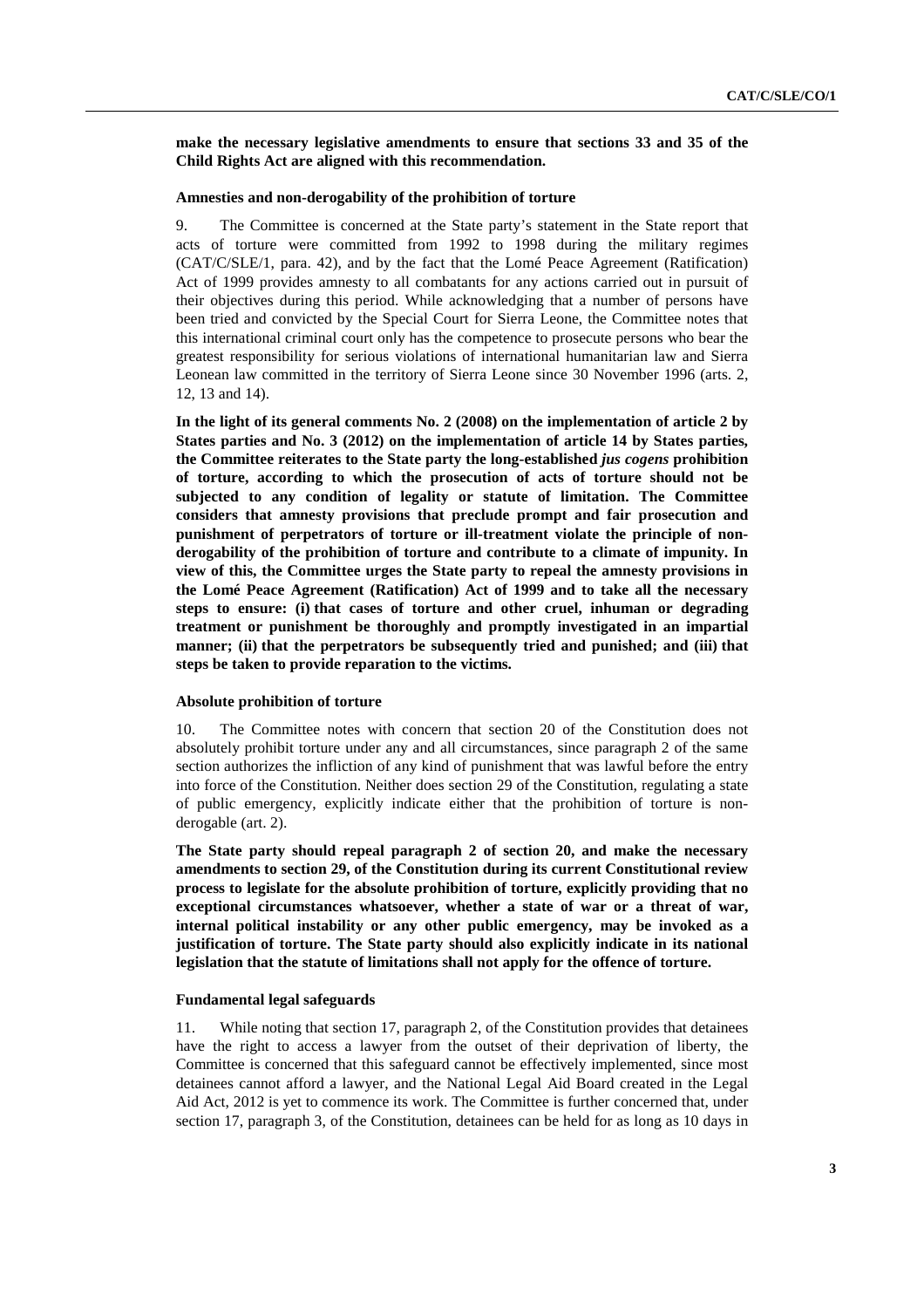**make the necessary legislative amendments to ensure that sections 33 and 35 of the Child Rights Act are aligned with this recommendation.**

### Amnesties and non-derogability of the prohibition of torture

9. The Committee is concerned at the State party's statement in the State report that acts of torture were committed from 1992 to 1998 during the military regimes (CAT/C/SLE/1, para. 42), and by the fact that the Lomé Peace Agreement (Ratification) Act of 1999 provides amnesty to all combatants for any actions carried out in pursuit of their objectives during this period. While acknowledging that a number of persons have been tried and convicted by the Special Court for Sierra Leone, the Committee notes that this international criminal court only has the competence to prosecute persons who bear the greatest responsibility for serious violations of international humanitarian law and Sierra Leonean law committed in the territory of Sierra Leone since 30 November 1996 (arts. 2, 12, 13 and 14).

**In the light of its general comments No. 2 (2008) on the implementation of article 2 by States parties and No. 3 (2012) on the implementation of article 14 by States parties, the Committee reiterates to the State party the long-established *jus cogens* prohibition of torture, according to which the prosecution of acts of torture should not be subjected to any condition of legality or statute of limitation. The Committee considers that amnesty provisions that preclude prompt and fair prosecution and punishment of perpetrators of torture or ill-treatment violate the principle of non-derogability of the prohibition of torture and contribute to a climate of impunity. In view of this, the Committee urges the State party to repeal the amnesty provisions in the Lomé Peace Agreement (Ratification) Act of 1999 and to take all the necessary steps to ensure: (i) that cases of torture and other cruel, inhuman or degrading treatment or punishment be thoroughly and promptly investigated in an impartial manner; (ii) that the perpetrators be subsequently tried and punished; and (iii) that steps be taken to provide reparation to the victims.**

### Absolute prohibition of torture

10. The Committee notes with concern that section 20 of the Constitution does not absolutely prohibit torture under any and all circumstances, since paragraph 2 of the same section authorizes the infliction of any kind of punishment that was lawful before the entry into force of the Constitution. Neither does section 29 of the Constitution, regulating a state of public emergency, explicitly indicate either that the prohibition of torture is non-derogable (art. 2).

**The State party should repeal paragraph 2 of section 20, and make the necessary amendments to section 29, of the Constitution during its current Constitutional review process to legislate for the absolute prohibition of torture, explicitly providing that no exceptional circumstances whatsoever, whether a state of war or a threat of war, internal political instability or any other public emergency, may be invoked as a justification of torture. The State party should also explicitly indicate in its national legislation that the statute of limitations shall not apply for the offence of torture.**

### Fundamental legal safeguards

11. While noting that section 17, paragraph 2, of the Constitution provides that detainees have the right to access a lawyer from the outset of their deprivation of liberty, the Committee is concerned that this safeguard cannot be effectively implemented, since most detainees cannot afford a lawyer, and the National Legal Aid Board created in the Legal Aid Act, 2012 is yet to commence its work. The Committee is further concerned that, under section 17, paragraph 3, of the Constitution, detainees can be held for as long as 10 days in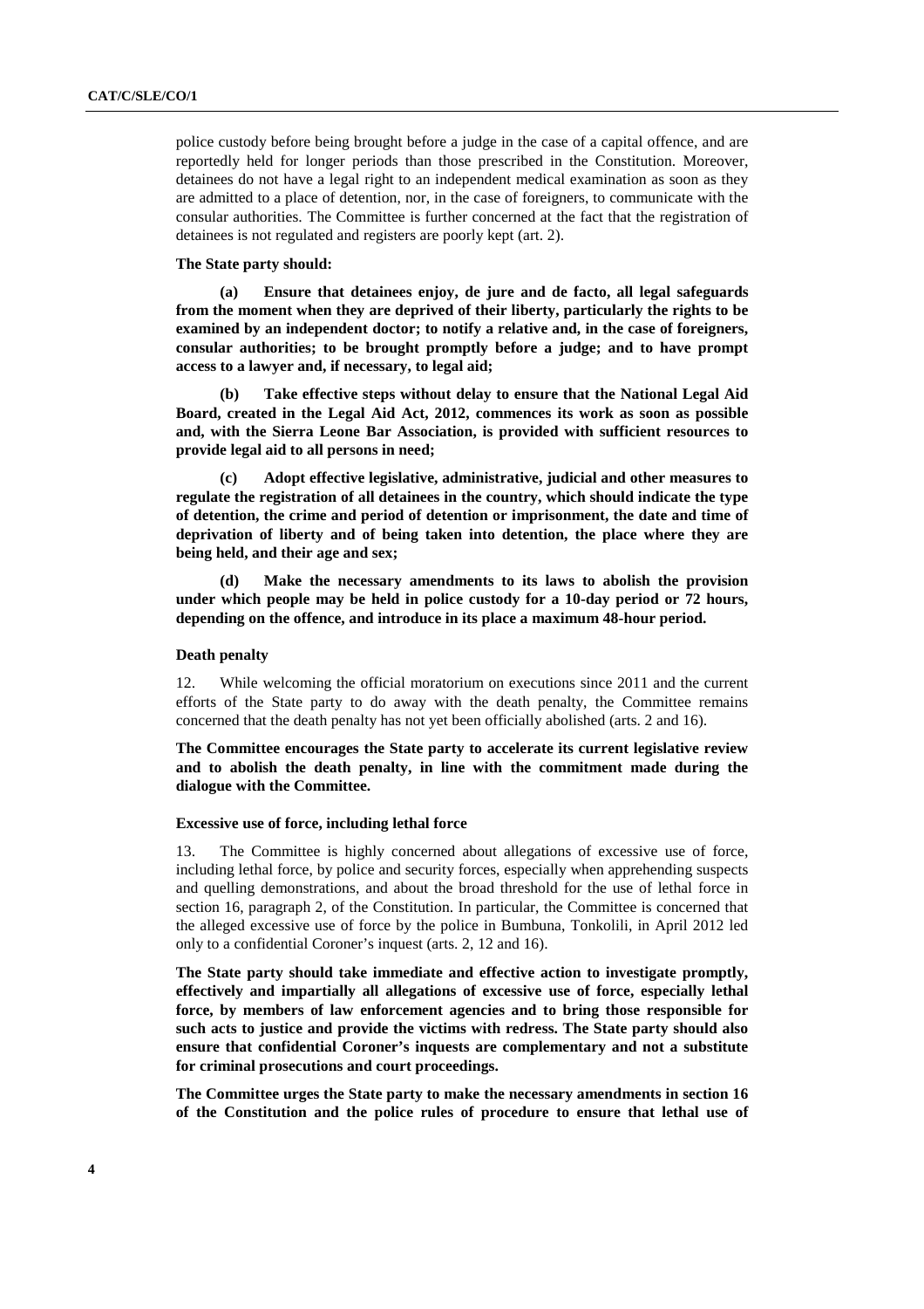police custody before being brought before a judge in the case of a capital offence, and are reportedly held for longer periods than those prescribed in the Constitution. Moreover, detainees do not have a legal right to an independent medical examination as soon as they are admitted to a place of detention, nor, in the case of foreigners, to communicate with the consular authorities. The Committee is further concerned at the fact that the registration of detainees is not regulated and registers are poorly kept (art. 2).

**The State party should:**

**(a) Ensure that detainees enjoy, de jure and de facto, all legal safeguards from the moment when they are deprived of their liberty, particularly the rights to be examined by an independent doctor; to notify a relative and, in the case of foreigners, consular authorities; to be brought promptly before a judge; and to have prompt access to a lawyer and, if necessary, to legal aid;**

**(b) Take effective steps without delay to ensure that the National Legal Aid Board, created in the Legal Aid Act, 2012, commences its work as soon as possible and, with the Sierra Leone Bar Association, is provided with sufficient resources to provide legal aid to all persons in need;**

**(c) Adopt effective legislative, administrative, judicial and other measures to regulate the registration of all detainees in the country, which should indicate the type of detention, the crime and period of detention or imprisonment, the date and time of deprivation of liberty and of being taken into detention, the place where they are being held, and their age and sex;**

**(d) Make the necessary amendments to its laws to abolish the provision under which people may be held in police custody for a 10-day period or 72 hours, depending on the offence, and introduce in its place a maximum 48-hour period.**

### Death penalty

12. While welcoming the official moratorium on executions since 2011 and the current efforts of the State party to do away with the death penalty, the Committee remains concerned that the death penalty has not yet been officially abolished (arts. 2 and 16).

**The Committee encourages the State party to accelerate its current legislative review and to abolish the death penalty, in line with the commitment made during the dialogue with the Committee.**

### Excessive use of force, including lethal force

13. The Committee is highly concerned about allegations of excessive use of force, including lethal force, by police and security forces, especially when apprehending suspects and quelling demonstrations, and about the broad threshold for the use of lethal force in section 16, paragraph 2, of the Constitution. In particular, the Committee is concerned that the alleged excessive use of force by the police in Bumbuna, Tonkolili, in April 2012 led only to a confidential Coroner's inquest (arts. 2, 12 and 16).

**The State party should take immediate and effective action to investigate promptly, effectively and impartially all allegations of excessive use of force, especially lethal force, by members of law enforcement agencies and to bring those responsible for such acts to justice and provide the victims with redress. The State party should also ensure that confidential Coroner's inquests are complementary and not a substitute for criminal prosecutions and court proceedings.**

**The Committee urges the State party to make the necessary amendments in section 16 of the Constitution and the police rules of procedure to ensure that lethal use of**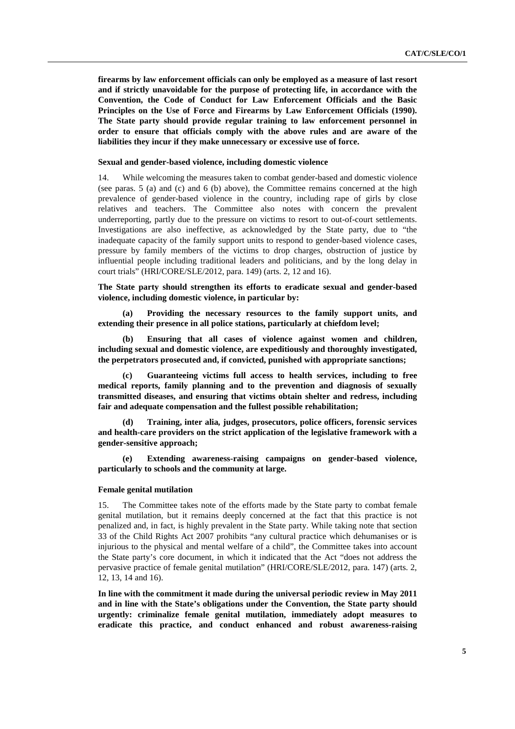**firearms by law enforcement officials can only be employed as a measure of last resort and if strictly unavoidable for the purpose of protecting life, in accordance with the Convention, the Code of Conduct for Law Enforcement Officials and the Basic Principles on the Use of Force and Firearms by Law Enforcement Officials (1990). The State party should provide regular training to law enforcement personnel in order to ensure that officials comply with the above rules and are aware of the liabilities they incur if they make unnecessary or excessive use of force.**

#### Sexual and gender-based violence, including domestic violence

14. While welcoming the measures taken to combat gender-based and domestic violence (see paras. 5 (a) and (c) and 6 (b) above), the Committee remains concerned at the high prevalence of gender-based violence in the country, including rape of girls by close relatives and teachers. The Committee also notes with concern the prevalent underreporting, partly due to the pressure on victims to resort to out-of-court settlements. Investigations are also ineffective, as acknowledged by the State party, due to "the inadequate capacity of the family support units to respond to gender-based violence cases, pressure by family members of the victims to drop charges, obstruction of justice by influential people including traditional leaders and politicians, and by the long delay in court trials" (HRI/CORE/SLE/2012, para. 149) (arts. 2, 12 and 16).

**The State party should strengthen its efforts to eradicate sexual and gender-based violence, including domestic violence, in particular by:**

**(a) Providing the necessary resources to the family support units, and extending their presence in all police stations, particularly at chiefdom level;**

**(b) Ensuring that all cases of violence against women and children, including sexual and domestic violence, are expeditiously and thoroughly investigated, the perpetrators prosecuted and, if convicted, punished with appropriate sanctions;**

**(c) Guaranteeing victims full access to health services, including to free medical reports, family planning and to the prevention and diagnosis of sexually transmitted diseases, and ensuring that victims obtain shelter and redress, including fair and adequate compensation and the fullest possible rehabilitation;**

**(d) Training, inter alia, judges, prosecutors, police officers, forensic services and health-care providers on the strict application of the legislative framework with a gender-sensitive approach;**

**(e) Extending awareness-raising campaigns on gender-based violence, particularly to schools and the community at large.**

#### Female genital mutilation

15. The Committee takes note of the efforts made by the State party to combat female genital mutilation, but it remains deeply concerned at the fact that this practice is not penalized and, in fact, is highly prevalent in the State party. While taking note that section 33 of the Child Rights Act 2007 prohibits "any cultural practice which dehumanises or is injurious to the physical and mental welfare of a child", the Committee takes into account the State party's core document, in which it indicated that the Act "does not address the pervasive practice of female genital mutilation" (HRI/CORE/SLE/2012, para. 147) (arts. 2, 12, 13, 14 and 16).

**In line with the commitment it made during the universal periodic review in May 2011 and in line with the State's obligations under the Convention, the State party should urgently: criminalize female genital mutilation, immediately adopt measures to eradicate this practice, and conduct enhanced and robust awareness-raising**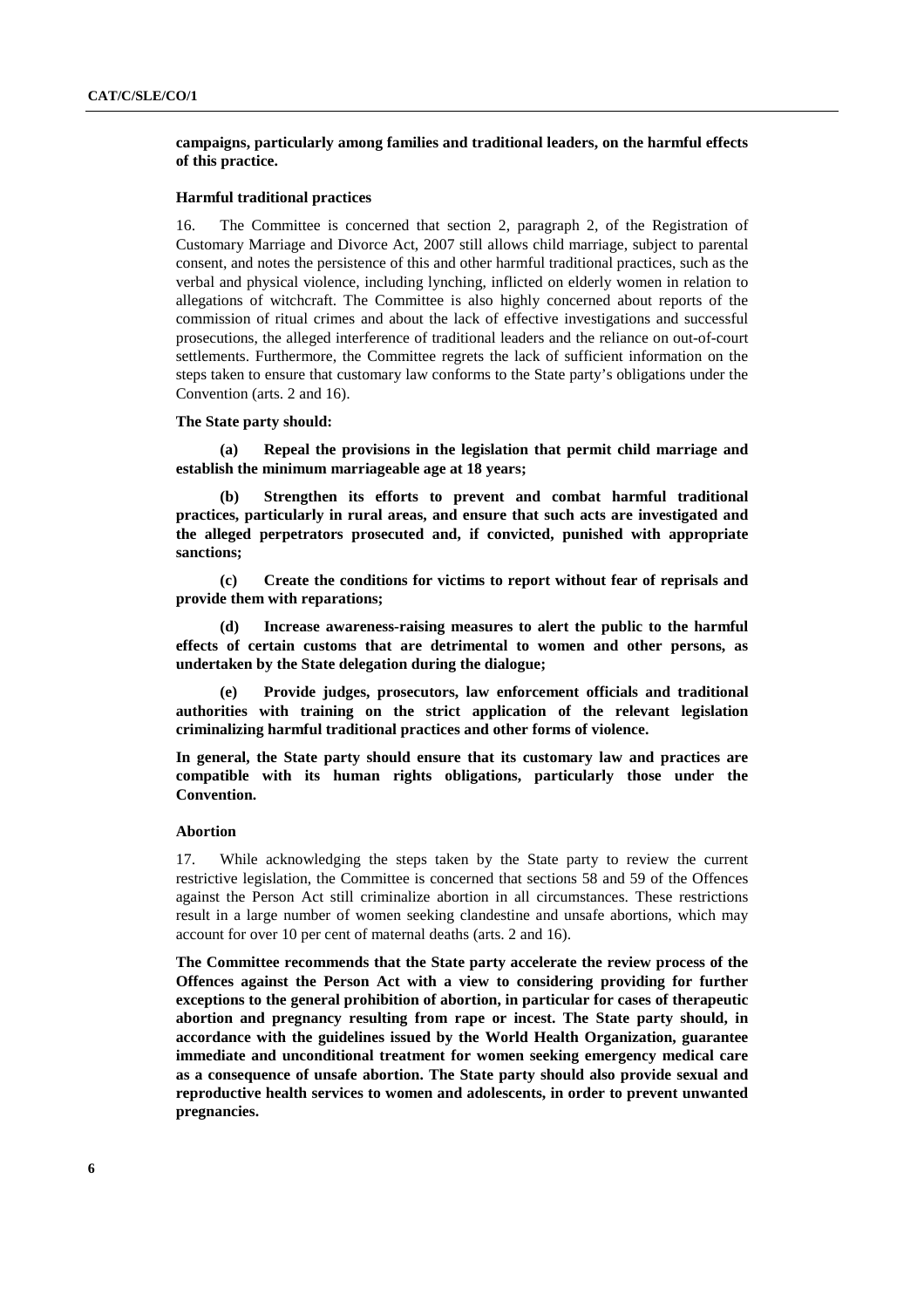**campaigns, particularly among families and traditional leaders, on the harmful effects of this practice.**

### Harmful traditional practices

16. The Committee is concerned that section 2, paragraph 2, of the Registration of Customary Marriage and Divorce Act, 2007 still allows child marriage, subject to parental consent, and notes the persistence of this and other harmful traditional practices, such as the verbal and physical violence, including lynching, inflicted on elderly women in relation to allegations of witchcraft. The Committee is also highly concerned about reports of the commission of ritual crimes and about the lack of effective investigations and successful prosecutions, the alleged interference of traditional leaders and the reliance on out-of-court settlements. Furthermore, the Committee regrets the lack of sufficient information on the steps taken to ensure that customary law conforms to the State party's obligations under the Convention (arts. 2 and 16).

**The State party should:**

**(a) Repeal the provisions in the legislation that permit child marriage and establish the minimum marriageable age at 18 years;**

**(b) Strengthen its efforts to prevent and combat harmful traditional practices, particularly in rural areas, and ensure that such acts are investigated and the alleged perpetrators prosecuted and, if convicted, punished with appropriate sanctions;**

**(c) Create the conditions for victims to report without fear of reprisals and provide them with reparations;**

**(d) Increase awareness-raising measures to alert the public to the harmful effects of certain customs that are detrimental to women and other persons, as undertaken by the State delegation during the dialogue;**

**(e) Provide judges, prosecutors, law enforcement officials and traditional authorities with training on the strict application of the relevant legislation criminalizing harmful traditional practices and other forms of violence.**

**In general, the State party should ensure that its customary law and practices are compatible with its human rights obligations, particularly those under the Convention.**

### Abortion

17. While acknowledging the steps taken by the State party to review the current restrictive legislation, the Committee is concerned that sections 58 and 59 of the Offences against the Person Act still criminalize abortion in all circumstances. These restrictions result in a large number of women seeking clandestine and unsafe abortions, which may account for over 10 per cent of maternal deaths (arts. 2 and 16).

**The Committee recommends that the State party accelerate the review process of the Offences against the Person Act with a view to considering providing for further exceptions to the general prohibition of abortion, in particular for cases of therapeutic abortion and pregnancy resulting from rape or incest. The State party should, in accordance with the guidelines issued by the World Health Organization, guarantee immediate and unconditional treatment for women seeking emergency medical care as a consequence of unsafe abortion. The State party should also provide sexual and reproductive health services to women and adolescents, in order to prevent unwanted pregnancies.**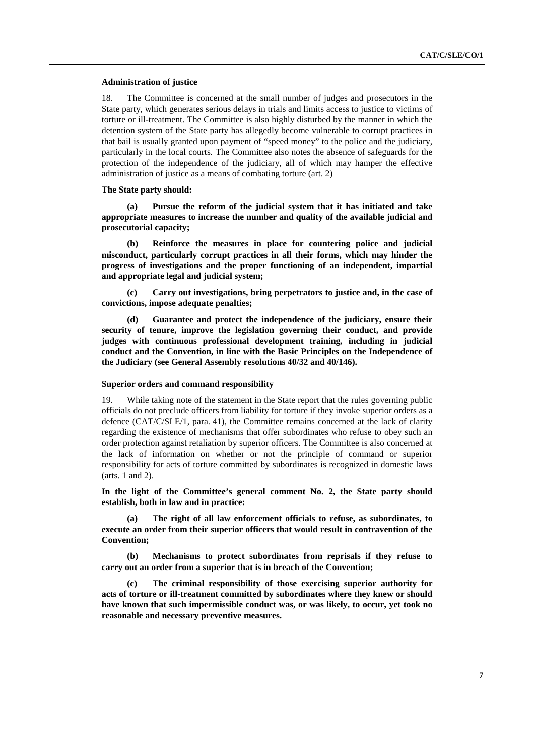### Administration of justice

18. The Committee is concerned at the small number of judges and prosecutors in the State party, which generates serious delays in trials and limits access to justice to victims of torture or ill-treatment. The Committee is also highly disturbed by the manner in which the detention system of the State party has allegedly become vulnerable to corrupt practices in that bail is usually granted upon payment of "speed money" to the police and the judiciary, particularly in the local courts. The Committee also notes the absence of safeguards for the protection of the independence of the judiciary, all of which may hamper the effective administration of justice as a means of combating torture (art. 2)

**The State party should:**

**(a) Pursue the reform of the judicial system that it has initiated and take appropriate measures to increase the number and quality of the available judicial and prosecutorial capacity;**

**(b) Reinforce the measures in place for countering police and judicial misconduct, particularly corrupt practices in all their forms, which may hinder the progress of investigations and the proper functioning of an independent, impartial and appropriate legal and judicial system;**

**(c) Carry out investigations, bring perpetrators to justice and, in the case of convictions, impose adequate penalties;**

**(d) Guarantee and protect the independence of the judiciary, ensure their security of tenure, improve the legislation governing their conduct, and provide judges with continuous professional development training, including in judicial conduct and the Convention, in line with the Basic Principles on the Independence of the Judiciary (see General Assembly resolutions 40/32 and 40/146).**

### Superior orders and command responsibility

19. While taking note of the statement in the State report that the rules governing public officials do not preclude officers from liability for torture if they invoke superior orders as a defence (CAT/C/SLE/1, para. 41), the Committee remains concerned at the lack of clarity regarding the existence of mechanisms that offer subordinates who refuse to obey such an order protection against retaliation by superior officers. The Committee is also concerned at the lack of information on whether or not the principle of command or superior responsibility for acts of torture committed by subordinates is recognized in domestic laws (arts. 1 and 2).

**In the light of the Committee's general comment No. 2, the State party should establish, both in law and in practice:**

**(a) The right of all law enforcement officials to refuse, as subordinates, to execute an order from their superior officers that would result in contravention of the Convention;**

**(b) Mechanisms to protect subordinates from reprisals if they refuse to carry out an order from a superior that is in breach of the Convention;**

**(c) The criminal responsibility of those exercising superior authority for acts of torture or ill-treatment committed by subordinates where they knew or should have known that such impermissible conduct was, or was likely, to occur, yet took no reasonable and necessary preventive measures.**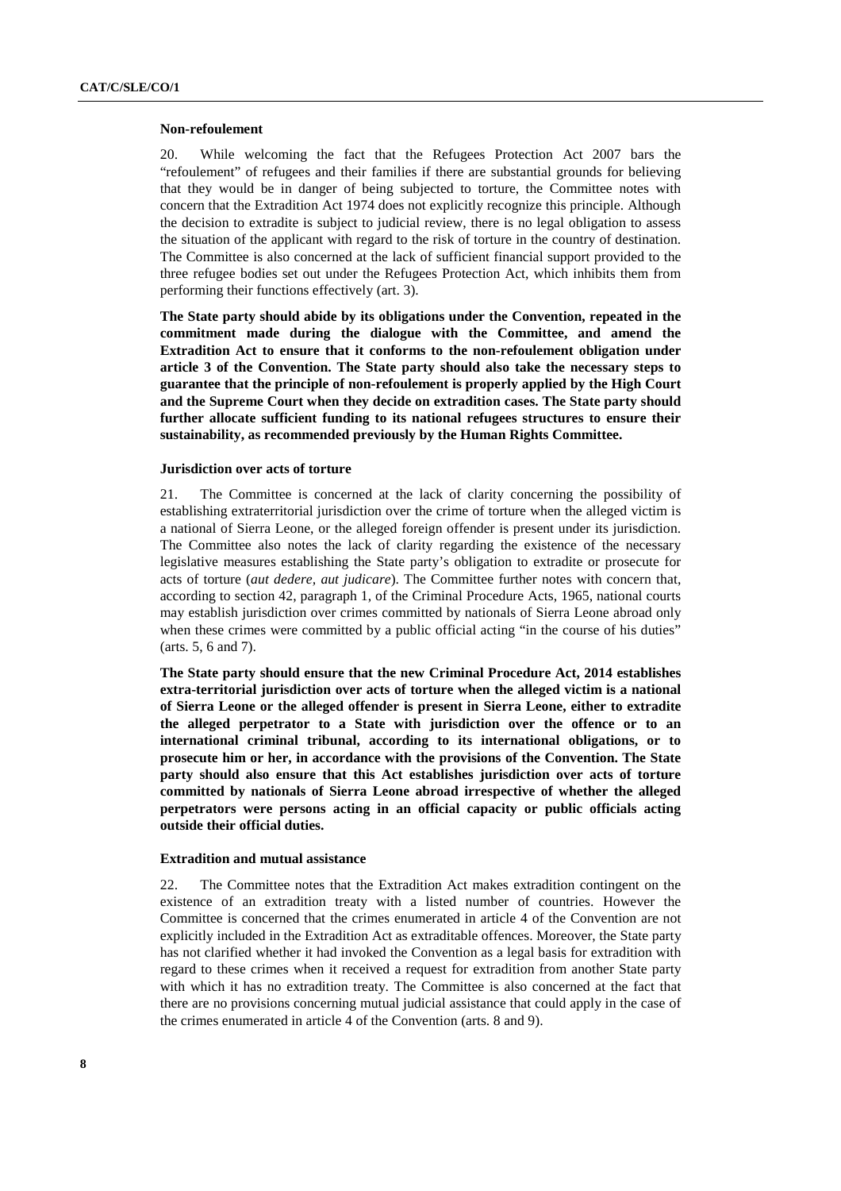### Non-refoulement

20. While welcoming the fact that the Refugees Protection Act 2007 bars the "refoulement" of refugees and their families if there are substantial grounds for believing that they would be in danger of being subjected to torture, the Committee notes with concern that the Extradition Act 1974 does not explicitly recognize this principle. Although the decision to extradite is subject to judicial review, there is no legal obligation to assess the situation of the applicant with regard to the risk of torture in the country of destination. The Committee is also concerned at the lack of sufficient financial support provided to the three refugee bodies set out under the Refugees Protection Act, which inhibits them from performing their functions effectively (art. 3).

**The State party should abide by its obligations under the Convention, repeated in the commitment made during the dialogue with the Committee, and amend the Extradition Act to ensure that it conforms to the non-refoulement obligation under article 3 of the Convention. The State party should also take the necessary steps to guarantee that the principle of non-refoulement is properly applied by the High Court and the Supreme Court when they decide on extradition cases. The State party should further allocate sufficient funding to its national refugees structures to ensure their sustainability, as recommended previously by the Human Rights Committee.**

### Jurisdiction over acts of torture

21. The Committee is concerned at the lack of clarity concerning the possibility of establishing extraterritorial jurisdiction over the crime of torture when the alleged victim is a national of Sierra Leone, or the alleged foreign offender is present under its jurisdiction. The Committee also notes the lack of clarity regarding the existence of the necessary legislative measures establishing the State party's obligation to extradite or prosecute for acts of torture (*aut dedere, aut judicare*). The Committee further notes with concern that, according to section 42, paragraph 1, of the Criminal Procedure Acts, 1965, national courts may establish jurisdiction over crimes committed by nationals of Sierra Leone abroad only when these crimes were committed by a public official acting "in the course of his duties" (arts. 5, 6 and 7).

**The State party should ensure that the new Criminal Procedure Act, 2014 establishes extra-territorial jurisdiction over acts of torture when the alleged victim is a national of Sierra Leone or the alleged offender is present in Sierra Leone, either to extradite the alleged perpetrator to a State with jurisdiction over the offence or to an international criminal tribunal, according to its international obligations, or to prosecute him or her, in accordance with the provisions of the Convention. The State party should also ensure that this Act establishes jurisdiction over acts of torture committed by nationals of Sierra Leone abroad irrespective of whether the alleged perpetrators were persons acting in an official capacity or public officials acting outside their official duties.**

### Extradition and mutual assistance

22. The Committee notes that the Extradition Act makes extradition contingent on the existence of an extradition treaty with a listed number of countries. However the Committee is concerned that the crimes enumerated in article 4 of the Convention are not explicitly included in the Extradition Act as extraditable offences. Moreover, the State party has not clarified whether it had invoked the Convention as a legal basis for extradition with regard to these crimes when it received a request for extradition from another State party with which it has no extradition treaty. The Committee is also concerned at the fact that there are no provisions concerning mutual judicial assistance that could apply in the case of the crimes enumerated in article 4 of the Convention (arts. 8 and 9).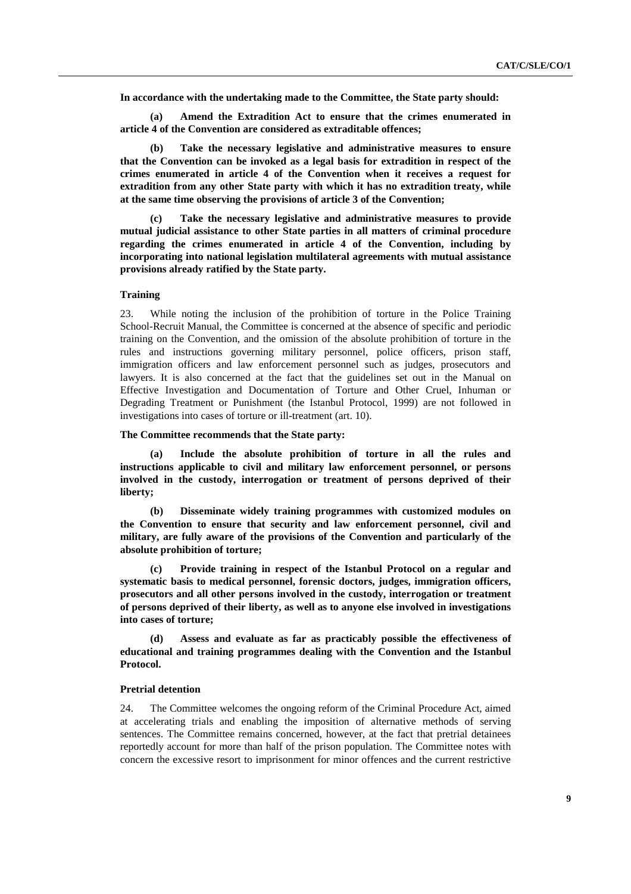**In accordance with the undertaking made to the Committee, the State party should:**

**(a) Amend the Extradition Act to ensure that the crimes enumerated in article 4 of the Convention are considered as extraditable offences;**

**(b) Take the necessary legislative and administrative measures to ensure that the Convention can be invoked as a legal basis for extradition in respect of the crimes enumerated in article 4 of the Convention when it receives a request for extradition from any other State party with which it has no extradition treaty, while at the same time observing the provisions of article 3 of the Convention;**

**(c) Take the necessary legislative and administrative measures to provide mutual judicial assistance to other State parties in all matters of criminal procedure regarding the crimes enumerated in article 4 of the Convention, including by incorporating into national legislation multilateral agreements with mutual assistance provisions already ratified by the State party.**

### Training

23. While noting the inclusion of the prohibition of torture in the Police Training School-Recruit Manual, the Committee is concerned at the absence of specific and periodic training on the Convention, and the omission of the absolute prohibition of torture in the rules and instructions governing military personnel, police officers, prison staff, immigration officers and law enforcement personnel such as judges, prosecutors and lawyers. It is also concerned at the fact that the guidelines set out in the Manual on Effective Investigation and Documentation of Torture and Other Cruel, Inhuman or Degrading Treatment or Punishment (the Istanbul Protocol, 1999) are not followed in investigations into cases of torture or ill-treatment (art. 10).

**The Committee recommends that the State party:**

**(a) Include the absolute prohibition of torture in all the rules and instructions applicable to civil and military law enforcement personnel, or persons involved in the custody, interrogation or treatment of persons deprived of their liberty;**

**(b) Disseminate widely training programmes with customized modules on the Convention to ensure that security and law enforcement personnel, civil and military, are fully aware of the provisions of the Convention and particularly of the absolute prohibition of torture;**

**(c) Provide training in respect of the Istanbul Protocol on a regular and systematic basis to medical personnel, forensic doctors, judges, immigration officers, prosecutors and all other persons involved in the custody, interrogation or treatment of persons deprived of their liberty, as well as to anyone else involved in investigations into cases of torture;**

**(d) Assess and evaluate as far as practicably possible the effectiveness of educational and training programmes dealing with the Convention and the Istanbul Protocol.**

### Pretrial detention

24. The Committee welcomes the ongoing reform of the Criminal Procedure Act, aimed at accelerating trials and enabling the imposition of alternative methods of serving sentences. The Committee remains concerned, however, at the fact that pretrial detainees reportedly account for more than half of the prison population. The Committee notes with concern the excessive resort to imprisonment for minor offences and the current restrictive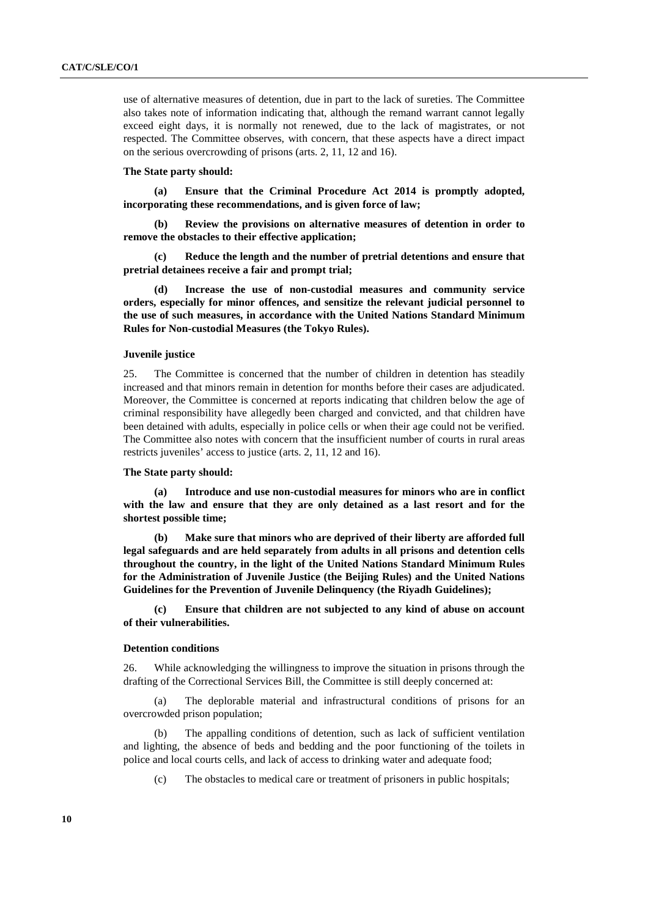use of alternative measures of detention, due in part to the lack of sureties. The Committee also takes note of information indicating that, although the remand warrant cannot legally exceed eight days, it is normally not renewed, due to the lack of magistrates, or not respected. The Committee observes, with concern, that these aspects have a direct impact on the serious overcrowding of prisons (arts. 2, 11, 12 and 16).

**The State party should:**

**(a) Ensure that the Criminal Procedure Act 2014 is promptly adopted, incorporating these recommendations, and is given force of law;**

**(b) Review the provisions on alternative measures of detention in order to remove the obstacles to their effective application;**

**(c) Reduce the length and the number of pretrial detentions and ensure that pretrial detainees receive a fair and prompt trial;**

**(d) Increase the use of non-custodial measures and community service orders, especially for minor offences, and sensitize the relevant judicial personnel to the use of such measures, in accordance with the United Nations Standard Minimum Rules for Non-custodial Measures (the Tokyo Rules).**

#### Juvenile justice

25. The Committee is concerned that the number of children in detention has steadily increased and that minors remain in detention for months before their cases are adjudicated. Moreover, the Committee is concerned at reports indicating that children below the age of criminal responsibility have allegedly been charged and convicted, and that children have been detained with adults, especially in police cells or when their age could not be verified. The Committee also notes with concern that the insufficient number of courts in rural areas restricts juveniles' access to justice (arts. 2, 11, 12 and 16).

**The State party should:**

**(a) Introduce and use non-custodial measures for minors who are in conflict with the law and ensure that they are only detained as a last resort and for the shortest possible time;**

**(b) Make sure that minors who are deprived of their liberty are afforded full legal safeguards and are held separately from adults in all prisons and detention cells throughout the country, in the light of the United Nations Standard Minimum Rules for the Administration of Juvenile Justice (the Beijing Rules) and the United Nations Guidelines for the Prevention of Juvenile Delinquency (the Riyadh Guidelines);**

**(c) Ensure that children are not subjected to any kind of abuse on account of their vulnerabilities.**

#### Detention conditions

26. While acknowledging the willingness to improve the situation in prisons through the drafting of the Correctional Services Bill, the Committee is still deeply concerned at:

(a) The deplorable material and infrastructural conditions of prisons for an overcrowded prison population;

(b) The appalling conditions of detention, such as lack of sufficient ventilation and lighting, the absence of beds and bedding and the poor functioning of the toilets in police and local courts cells, and lack of access to drinking water and adequate food;

(c) The obstacles to medical care or treatment of prisoners in public hospitals;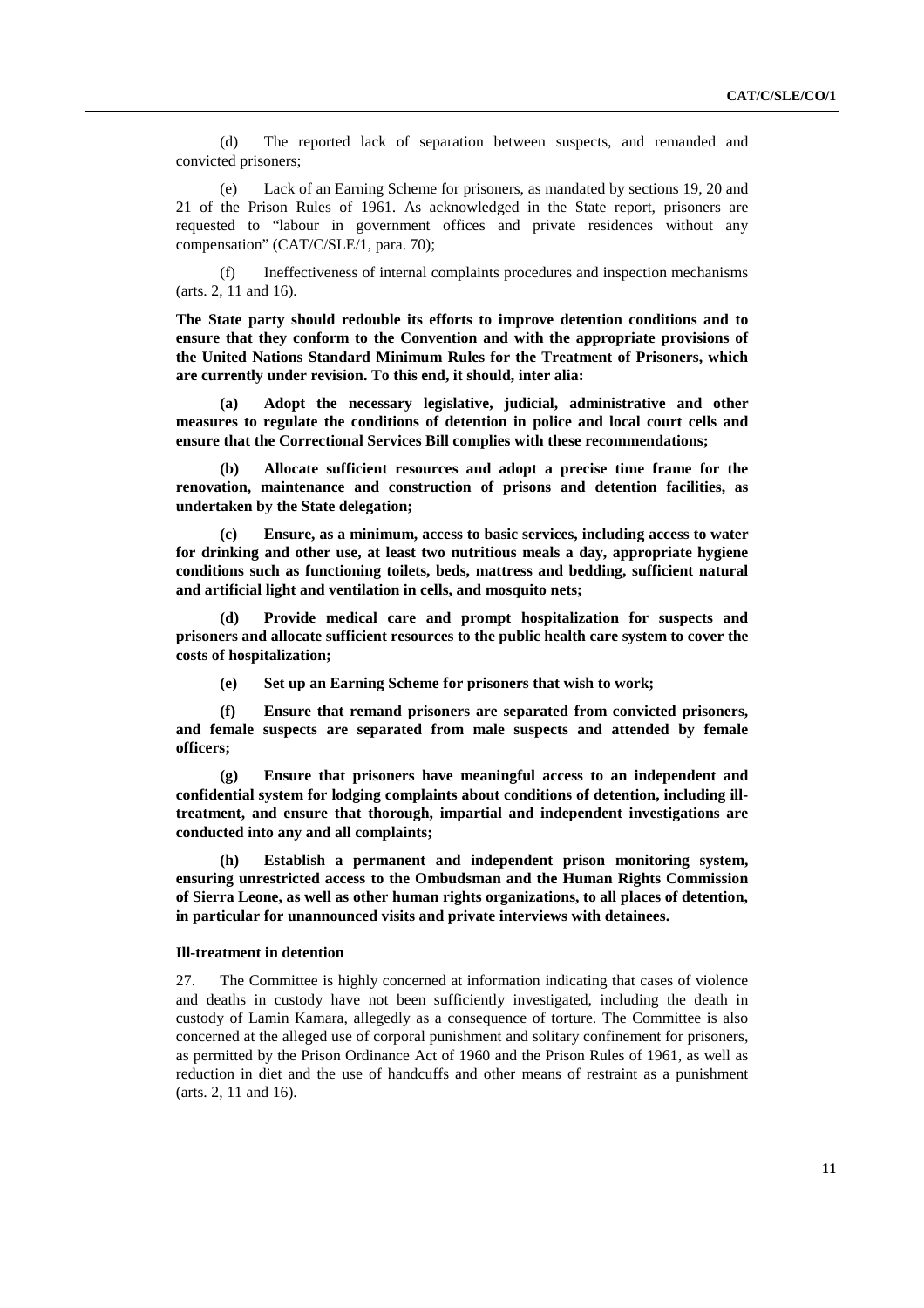(d) The reported lack of separation between suspects, and remanded and convicted prisoners;

(e) Lack of an Earning Scheme for prisoners, as mandated by sections 19, 20 and 21 of the Prison Rules of 1961. As acknowledged in the State report, prisoners are requested to "labour in government offices and private residences without any compensation" (CAT/C/SLE/1, para. 70);

(f) Ineffectiveness of internal complaints procedures and inspection mechanisms (arts. 2, 11 and 16).

**The State party should redouble its efforts to improve detention conditions and to ensure that they conform to the Convention and with the appropriate provisions of the United Nations Standard Minimum Rules for the Treatment of Prisoners, which are currently under revision. To this end, it should, inter alia:**

**(a) Adopt the necessary legislative, judicial, administrative and other measures to regulate the conditions of detention in police and local court cells and ensure that the Correctional Services Bill complies with these recommendations;**

**(b) Allocate sufficient resources and adopt a precise time frame for the renovation, maintenance and construction of prisons and detention facilities, as undertaken by the State delegation;**

**(c) Ensure, as a minimum, access to basic services, including access to water for drinking and other use, at least two nutritious meals a day, appropriate hygiene conditions such as functioning toilets, beds, mattress and bedding, sufficient natural and artificial light and ventilation in cells, and mosquito nets;**

**(d) Provide medical care and prompt hospitalization for suspects and prisoners and allocate sufficient resources to the public health care system to cover the costs of hospitalization;**

**(e) Set up an Earning Scheme for prisoners that wish to work;**

**(f) Ensure that remand prisoners are separated from convicted prisoners, and female suspects are separated from male suspects and attended by female officers;**

**(g) Ensure that prisoners have meaningful access to an independent and confidential system for lodging complaints about conditions of detention, including ill-treatment, and ensure that thorough, impartial and independent investigations are conducted into any and all complaints;**

**(h) Establish a permanent and independent prison monitoring system, ensuring unrestricted access to the Ombudsman and the Human Rights Commission of Sierra Leone, as well as other human rights organizations, to all places of detention, in particular for unannounced visits and private interviews with detainees.**

### Ill-treatment in detention

27. The Committee is highly concerned at information indicating that cases of violence and deaths in custody have not been sufficiently investigated, including the death in custody of Lamin Kamara, allegedly as a consequence of torture. The Committee is also concerned at the alleged use of corporal punishment and solitary confinement for prisoners, as permitted by the Prison Ordinance Act of 1960 and the Prison Rules of 1961, as well as reduction in diet and the use of handcuffs and other means of restraint as a punishment (arts. 2, 11 and 16).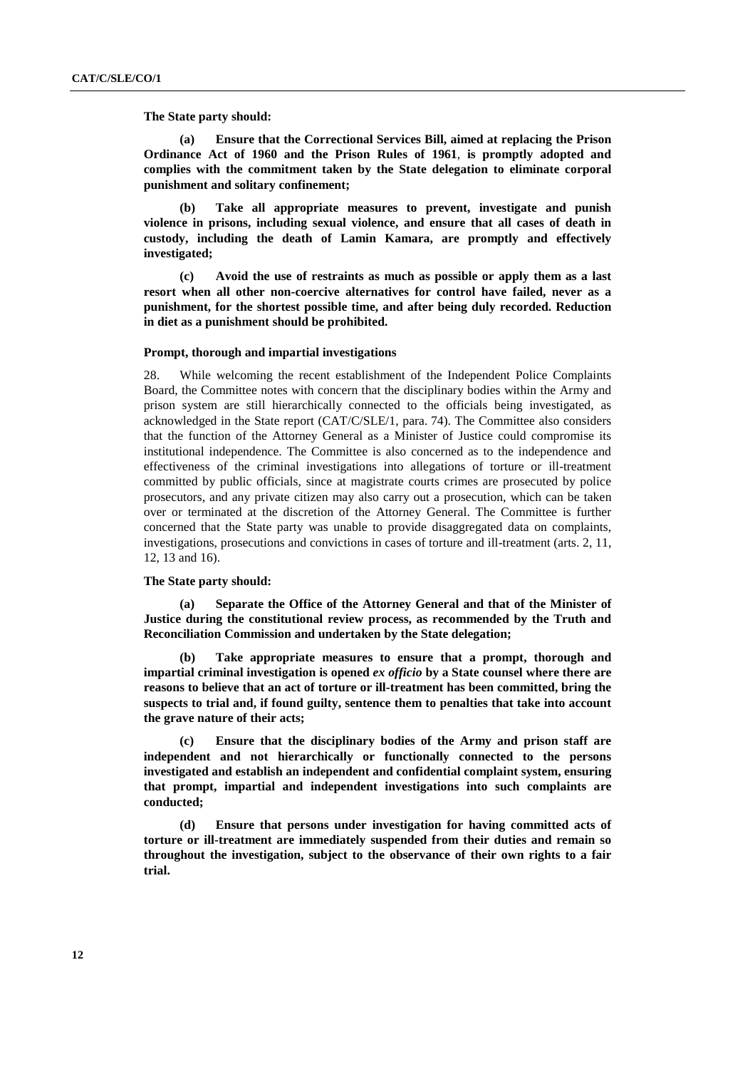**The State party should:**

**(a) Ensure that the Correctional Services Bill, aimed at replacing the Prison Ordinance Act of 1960 and the Prison Rules of 1961, is promptly adopted and complies with the commitment taken by the State delegation to eliminate corporal punishment and solitary confinement;**

**(b) Take all appropriate measures to prevent, investigate and punish violence in prisons, including sexual violence, and ensure that all cases of death in custody, including the death of Lamin Kamara, are promptly and effectively investigated;**

**(c) Avoid the use of restraints as much as possible or apply them as a last resort when all other non-coercive alternatives for control have failed, never as a punishment, for the shortest possible time, and after being duly recorded. Reduction in diet as a punishment should be prohibited.**

#### Prompt, thorough and impartial investigations

28. While welcoming the recent establishment of the Independent Police Complaints Board, the Committee notes with concern that the disciplinary bodies within the Army and prison system are still hierarchically connected to the officials being investigated, as acknowledged in the State report (CAT/C/SLE/1, para. 74). The Committee also considers that the function of the Attorney General as a Minister of Justice could compromise its institutional independence. The Committee is also concerned as to the independence and effectiveness of the criminal investigations into allegations of torture or ill-treatment committed by public officials, since at magistrate courts crimes are prosecuted by police prosecutors, and any private citizen may also carry out a prosecution, which can be taken over or terminated at the discretion of the Attorney General. The Committee is further concerned that the State party was unable to provide disaggregated data on complaints, investigations, prosecutions and convictions in cases of torture and ill-treatment (arts. 2, 11, 12, 13 and 16).

**The State party should:**

**(a) Separate the Office of the Attorney General and that of the Minister of Justice during the constitutional review process, as recommended by the Truth and Reconciliation Commission and undertaken by the State delegation;**

**(b) Take appropriate measures to ensure that a prompt, thorough and impartial criminal investigation is opened *ex officio* by a State counsel where there are reasons to believe that an act of torture or ill-treatment has been committed, bring the suspects to trial and, if found guilty, sentence them to penalties that take into account the grave nature of their acts;**

**(c) Ensure that the disciplinary bodies of the Army and prison staff are independent and not hierarchically or functionally connected to the persons investigated and establish an independent and confidential complaint system, ensuring that prompt, impartial and independent investigations into such complaints are conducted;**

**(d) Ensure that persons under investigation for having committed acts of torture or ill-treatment are immediately suspended from their duties and remain so throughout the investigation, subject to the observance of their own rights to a fair trial.**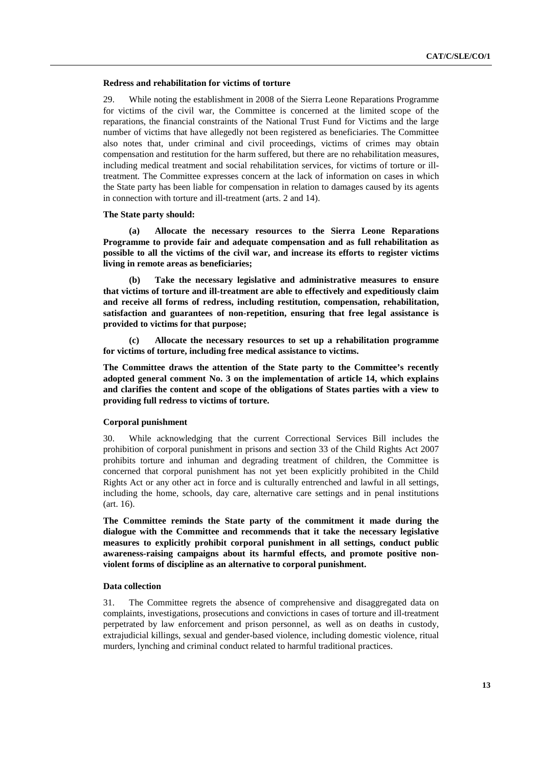### Redress and rehabilitation for victims of torture

29. While noting the establishment in 2008 of the Sierra Leone Reparations Programme for victims of the civil war, the Committee is concerned at the limited scope of the reparations, the financial constraints of the National Trust Fund for Victims and the large number of victims that have allegedly not been registered as beneficiaries. The Committee also notes that, under criminal and civil proceedings, victims of crimes may obtain compensation and restitution for the harm suffered, but there are no rehabilitation measures, including medical treatment and social rehabilitation services, for victims of torture or ill-treatment. The Committee expresses concern at the lack of information on cases in which the State party has been liable for compensation in relation to damages caused by its agents in connection with torture and ill-treatment (arts. 2 and 14).

**The State party should:**

**(a) Allocate the necessary resources to the Sierra Leone Reparations Programme to provide fair and adequate compensation and as full rehabilitation as possible to all the victims of the civil war, and increase its efforts to register victims living in remote areas as beneficiaries;**

**(b) Take the necessary legislative and administrative measures to ensure that victims of torture and ill-treatment are able to effectively and expeditiously claim and receive all forms of redress, including restitution, compensation, rehabilitation, satisfaction and guarantees of non-repetition, ensuring that free legal assistance is provided to victims for that purpose;**

**(c) Allocate the necessary resources to set up a rehabilitation programme for victims of torture, including free medical assistance to victims.**

**The Committee draws the attention of the State party to the Committee's recently adopted general comment No. 3 on the implementation of article 14, which explains and clarifies the content and scope of the obligations of States parties with a view to providing full redress to victims of torture.**

### Corporal punishment

30. While acknowledging that the current Correctional Services Bill includes the prohibition of corporal punishment in prisons and section 33 of the Child Rights Act 2007 prohibits torture and inhuman and degrading treatment of children, the Committee is concerned that corporal punishment has not yet been explicitly prohibited in the Child Rights Act or any other act in force and is culturally entrenched and lawful in all settings, including the home, schools, day care, alternative care settings and in penal institutions (art. 16).

**The Committee reminds the State party of the commitment it made during the dialogue with the Committee and recommends that it take the necessary legislative measures to explicitly prohibit corporal punishment in all settings, conduct public awareness-raising campaigns about its harmful effects, and promote positive non-violent forms of discipline as an alternative to corporal punishment.**

### Data collection

31. The Committee regrets the absence of comprehensive and disaggregated data on complaints, investigations, prosecutions and convictions in cases of torture and ill-treatment perpetrated by law enforcement and prison personnel, as well as on deaths in custody, extrajudicial killings, sexual and gender-based violence, including domestic violence, ritual murders, lynching and criminal conduct related to harmful traditional practices.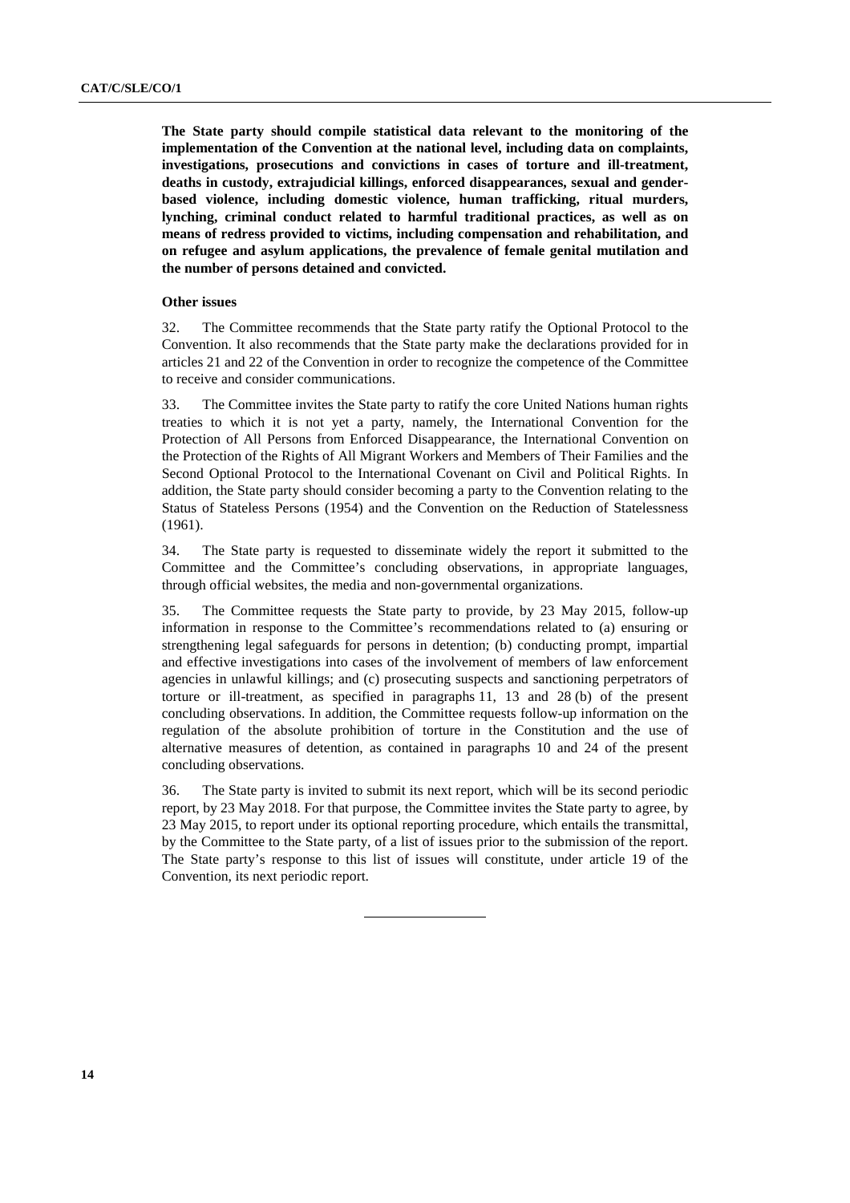**The State party should compile statistical data relevant to the monitoring of the implementation of the Convention at the national level, including data on complaints, investigations, prosecutions and convictions in cases of torture and ill-treatment, deaths in custody, extrajudicial killings, enforced disappearances, sexual and gender-based violence, including domestic violence, human trafficking, ritual murders, lynching, criminal conduct related to harmful traditional practices, as well as on means of redress provided to victims, including compensation and rehabilitation, and on refugee and asylum applications, the prevalence of female genital mutilation and the number of persons detained and convicted.**

### Other issues

32. The Committee recommends that the State party ratify the Optional Protocol to the Convention. It also recommends that the State party make the declarations provided for in articles 21 and 22 of the Convention in order to recognize the competence of the Committee to receive and consider communications.

33. The Committee invites the State party to ratify the core United Nations human rights treaties to which it is not yet a party, namely, the International Convention for the Protection of All Persons from Enforced Disappearance, the International Convention on the Protection of the Rights of All Migrant Workers and Members of Their Families and the Second Optional Protocol to the International Covenant on Civil and Political Rights. In addition, the State party should consider becoming a party to the Convention relating to the Status of Stateless Persons (1954) and the Convention on the Reduction of Statelessness (1961).

34. The State party is requested to disseminate widely the report it submitted to the Committee and the Committee's concluding observations, in appropriate languages, through official websites, the media and non-governmental organizations.

35. The Committee requests the State party to provide, by 23 May 2015, follow-up information in response to the Committee's recommendations related to (a) ensuring or strengthening legal safeguards for persons in detention; (b) conducting prompt, impartial and effective investigations into cases of the involvement of members of law enforcement agencies in unlawful killings; and (c) prosecuting suspects and sanctioning perpetrators of torture or ill-treatment, as specified in paragraphs 11, 13 and 28 (b) of the present concluding observations. In addition, the Committee requests follow-up information on the regulation of the absolute prohibition of torture in the Constitution and the use of alternative measures of detention, as contained in paragraphs 10 and 24 of the present concluding observations.

36. The State party is invited to submit its next report, which will be its second periodic report, by 23 May 2018. For that purpose, the Committee invites the State party to agree, by 23 May 2015, to report under its optional reporting procedure, which entails the transmittal, by the Committee to the State party, of a list of issues prior to the submission of the report. The State party's response to this list of issues will constitute, under article 19 of the Convention, its next periodic report.